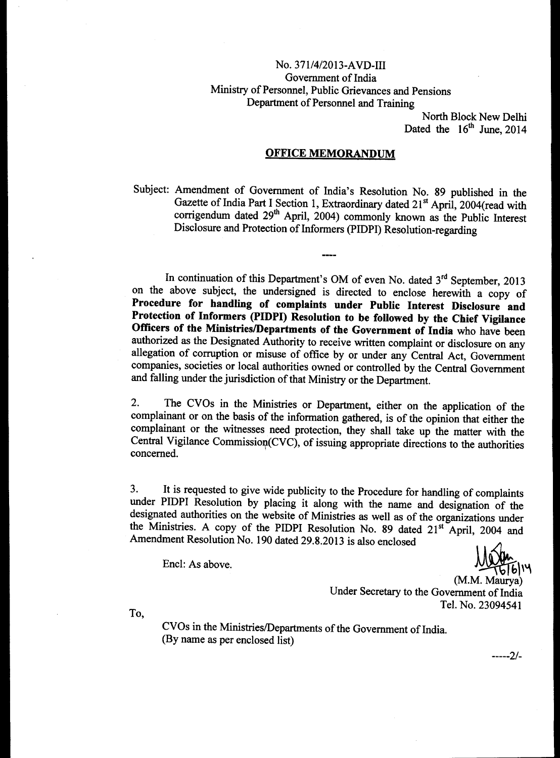No. 371/4/2013-AVD-III
Government of India
Ministry of Personnel, Public Grievances and Pensions
Department of Personnel and Training

North Block New Delhi
Dated the 16th June, 2014

## OFFICE MEMORANDUM

Subject: Amendment of Government of India's Resolution No. 89 published in the Gazette of India Part I Section 1, Extraordinary dated 21st April, 2004(read with corrigendum dated 29th April, 2004) commonly known as the Public Interest Disclosure and Protection of Informers (PIDPI) Resolution-regarding

----

In continuation of this Department's OM of even No. dated 3rd September, 2013 on the above subject, the undersigned is directed to enclose herewith a copy of **Procedure for handling of complaints under Public Interest Disclosure and Protection of Informers (PIDPI) Resolution to be followed by the Chief Vigilance Officers of the Ministries/Departments of the Government of India** who have been authorized as the Designated Authority to receive written complaint or disclosure on any allegation of corruption or misuse of office by or under any Central Act, Government companies, societies or local authorities owned or controlled by the Central Government and falling under the jurisdiction of that Ministry or the Department.

2. The CVOs in the Ministries or Department, either on the application of the complainant or on the basis of the information gathered, is of the opinion that either the complainant or the witnesses need protection, they shall take up the matter with the Central Vigilance Commission(CVC), of issuing appropriate directions to the authorities concerned.

3. It is requested to give wide publicity to the Procedure for handling of complaints under PIDPI Resolution by placing it along with the name and designation of the designated authorities on the website of Ministries as well as of the organizations under the Ministries. A copy of the PIDPI Resolution No. 89 dated 21st April, 2004 and Amendment Resolution No. 190 dated 29.8.2013 is also enclosed

Encl: As above.

16/6/14
(M.M. Maurya)
Under Secretary to the Government of India
Tel. No. 23094541

To,

CVOs in the Ministries/Departments of the Government of India.
(By name as per enclosed list)

-----2/-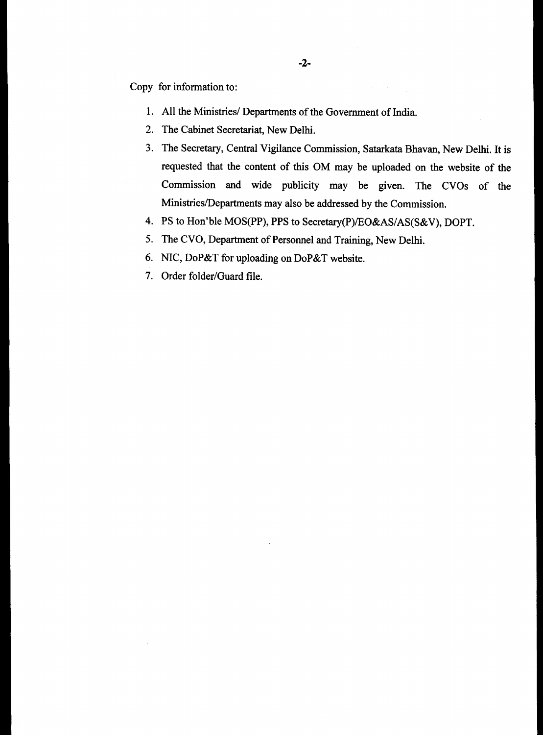Copy for information to:

1. All the Ministries/ Departments of the Government of India.
2. The Cabinet Secretariat, New Delhi.
3. The Secretary, Central Vigilance Commission, Satarkata Bhavan, New Delhi. It is requested that the content of this OM may be uploaded on the website of the Commission and wide publicity may be given. The CVOs of the Ministries/Departments may also be addressed by the Commission.
4. PS to Hon'ble MOS(PP), PPS to Secretary(P)/EO&AS/AS(S&V), DOPT.
5. The CVO, Department of Personnel and Training, New Delhi.
6. NIC, DoP&T for uploading on DoP&T website.
7. Order folder/Guard file.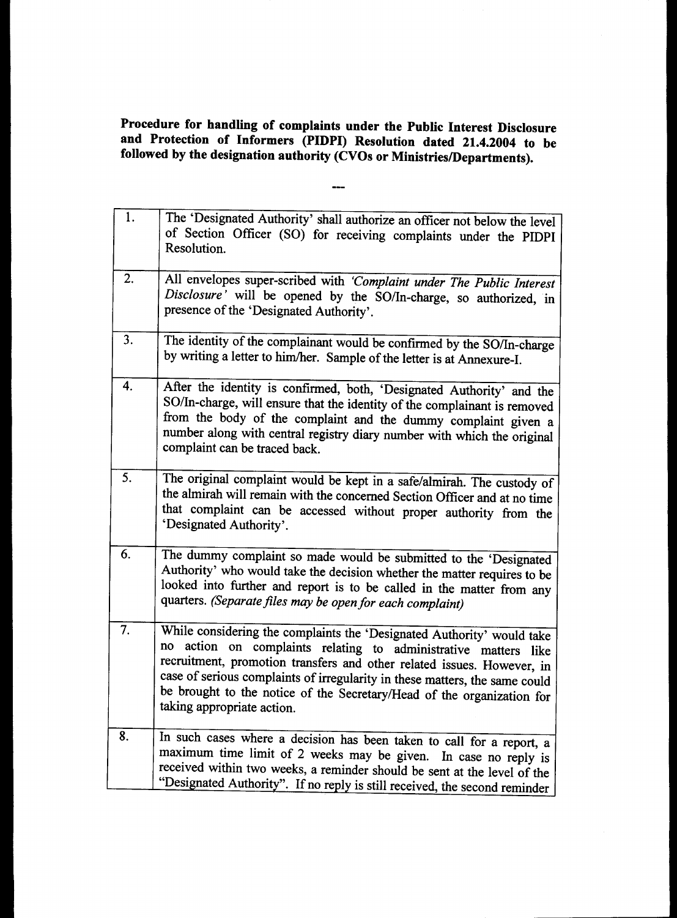**Procedure for handling of complaints under the Public Interest Disclosure and Protection of Informers (PIDPI) Resolution dated 21.4.2004 to be followed by the designation authority (CVOs or Ministries/Departments).**

---

| | |
|---|---|
| 1. | The 'Designated Authority' shall authorize an officer not below the level of Section Officer (SO) for receiving complaints under the PIDPI Resolution. |
| 2. | All envelopes super-scribed with *'Complaint under The Public Interest Disclosure'* will be opened by the SO/In-charge, so authorized, in presence of the 'Designated Authority'. |
| 3. | The identity of the complainant would be confirmed by the SO/In-charge by writing a letter to him/her. Sample of the letter is at Annexure-I. |
| 4. | After the identity is confirmed, both, 'Designated Authority' and the SO/In-charge, will ensure that the identity of the complainant is removed from the body of the complaint and the dummy complaint given a number along with central registry diary number with which the original complaint can be traced back. |
| 5. | The original complaint would be kept in a safe/almirah. The custody of the almirah will remain with the concerned Section Officer and at no time that complaint can be accessed without proper authority from the 'Designated Authority'. |
| 6. | The dummy complaint so made would be submitted to the 'Designated Authority' who would take the decision whether the matter requires to be looked into further and report is to be called in the matter from any quarters. *(Separate files may be open for each complaint)* |
| 7. | While considering the complaints the 'Designated Authority' would take no action on complaints relating to administrative matters like recruitment, promotion transfers and other related issues. However, in case of serious complaints of irregularity in these matters, the same could be brought to the notice of the Secretary/Head of the organization for taking appropriate action. |
| 8. | In such cases where a decision has been taken to call for a report, a maximum time limit of 2 weeks may be given. In case no reply is received within two weeks, a reminder should be sent at the level of the "Designated Authority". If no reply is still received, the second reminder |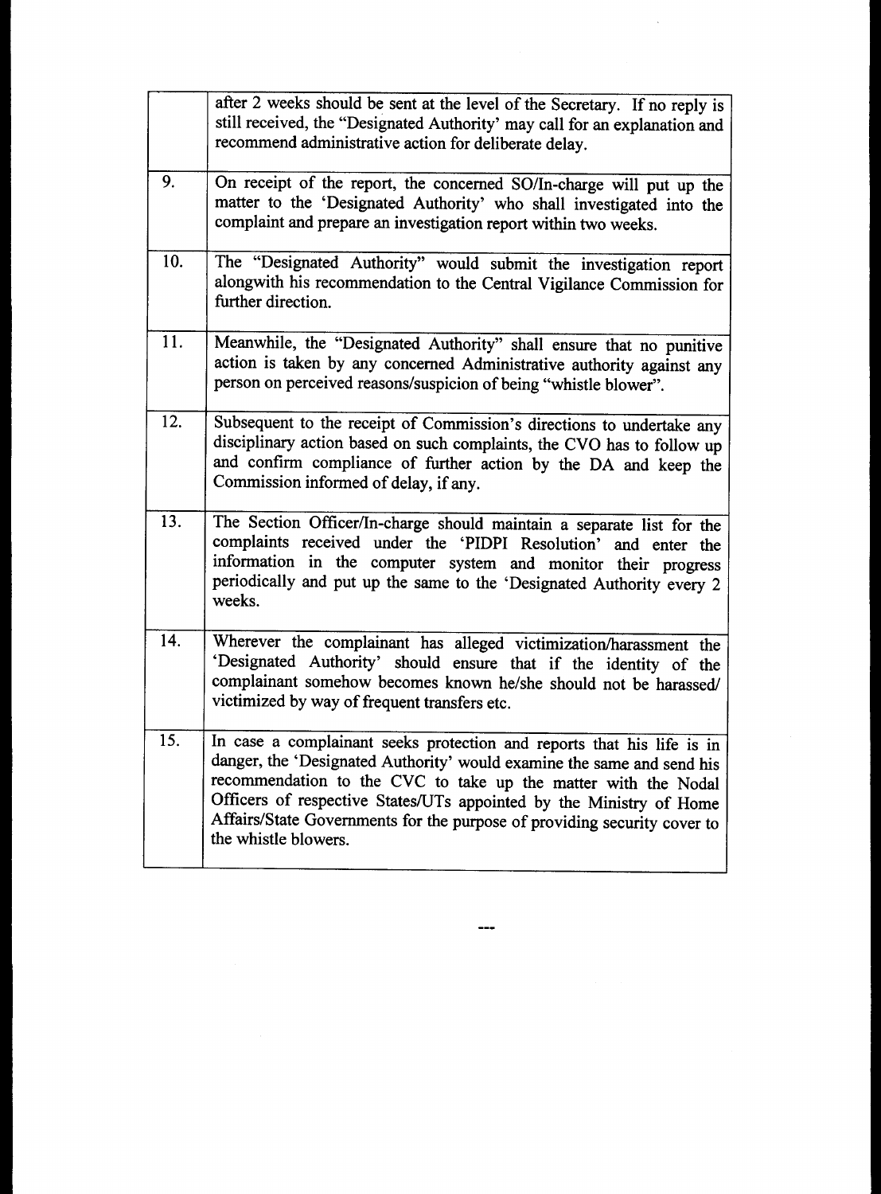| | |
|---|---|
| | after 2 weeks should be sent at the level of the Secretary. If no reply is still received, the "Designated Authority' may call for an explanation and recommend administrative action for deliberate delay. |
| 9. | On receipt of the report, the concerned SO/In-charge will put up the matter to the 'Designated Authority' who shall investigated into the complaint and prepare an investigation report within two weeks. |
| 10. | The "Designated Authority" would submit the investigation report alongwith his recommendation to the Central Vigilance Commission for further direction. |
| 11. | Meanwhile, the "Designated Authority" shall ensure that no punitive action is taken by any concerned Administrative authority against any person on perceived reasons/suspicion of being "whistle blower". |
| 12. | Subsequent to the receipt of Commission's directions to undertake any disciplinary action based on such complaints, the CVO has to follow up and confirm compliance of further action by the DA and keep the Commission informed of delay, if any. |
| 13. | The Section Officer/In-charge should maintain a separate list for the complaints received under the 'PIDPI Resolution' and enter the information in the computer system and monitor their progress periodically and put up the same to the 'Designated Authority every 2 weeks. |
| 14. | Wherever the complainant has alleged victimization/harassment the 'Designated Authority' should ensure that if the identity of the complainant somehow becomes known he/she should not be harassed/ victimized by way of frequent transfers etc. |
| 15. | In case a complainant seeks protection and reports that his life is in danger, the 'Designated Authority' would examine the same and send his recommendation to the CVC to take up the matter with the Nodal Officers of respective States/UTs appointed by the Ministry of Home Affairs/State Governments for the purpose of providing security cover to the whistle blowers. |

---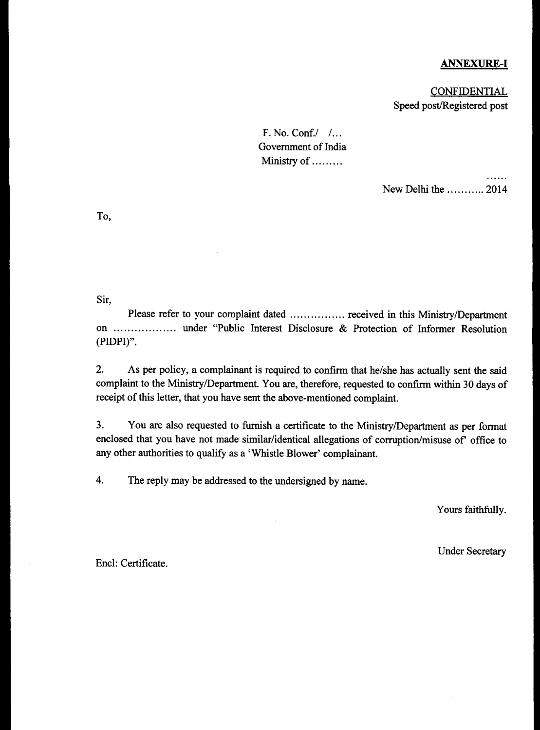**ANNEXURE-I**

CONFIDENTIAL

Speed post/Registered post

F. No. Conf./ /...
Government of India
Ministry of .........

......

New Delhi the ........... 2014

To,

Sir,

Please refer to your complaint dated ................ received in this Ministry/Department on .................. under "Public Interest Disclosure & Protection of Informer Resolution (PIDPI)".

2. As per policy, a complainant is required to confirm that he/she has actually sent the said complaint to the Ministry/Department. You are, therefore, requested to confirm within 30 days of receipt of this letter, that you have sent the above-mentioned complaint.

3. You are also requested to furnish a certificate to the Ministry/Department as per format enclosed that you have not made similar/identical allegations of corruption/misuse of' office to any other authorities to qualify as a 'Whistle Blower' complainant.

4. The reply may be addressed to the undersigned by name.

Yours faithfully.

Under Secretary

Encl: Certificate.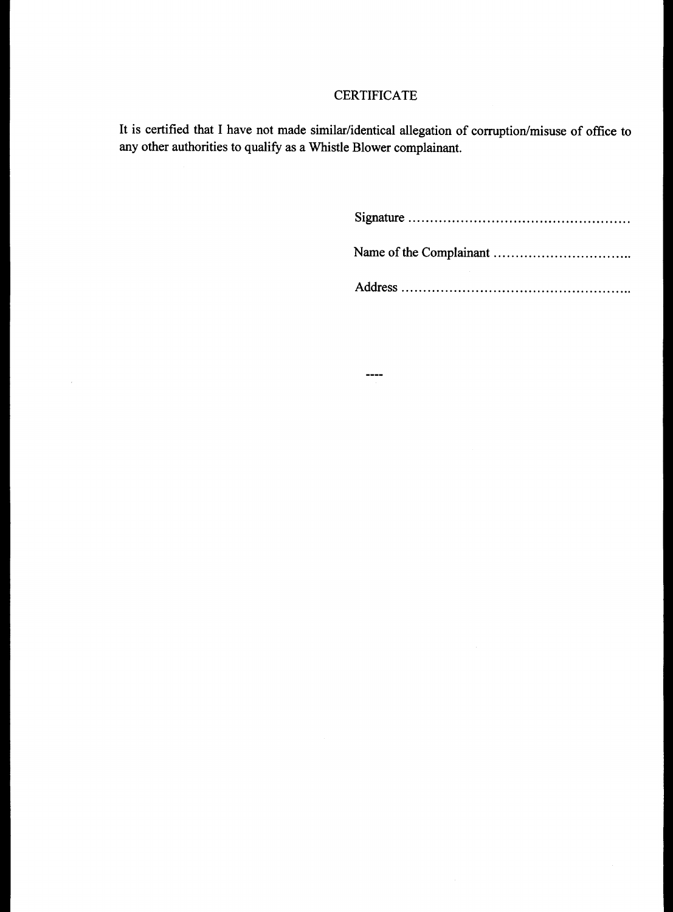## CERTIFICATE

It is certified that I have not made similar/identical allegation of corruption/misuse of office to any other authorities to qualify as a Whistle Blower complainant.

Signature ................................................

Name of the Complainant ..............................

Address ..................................................

----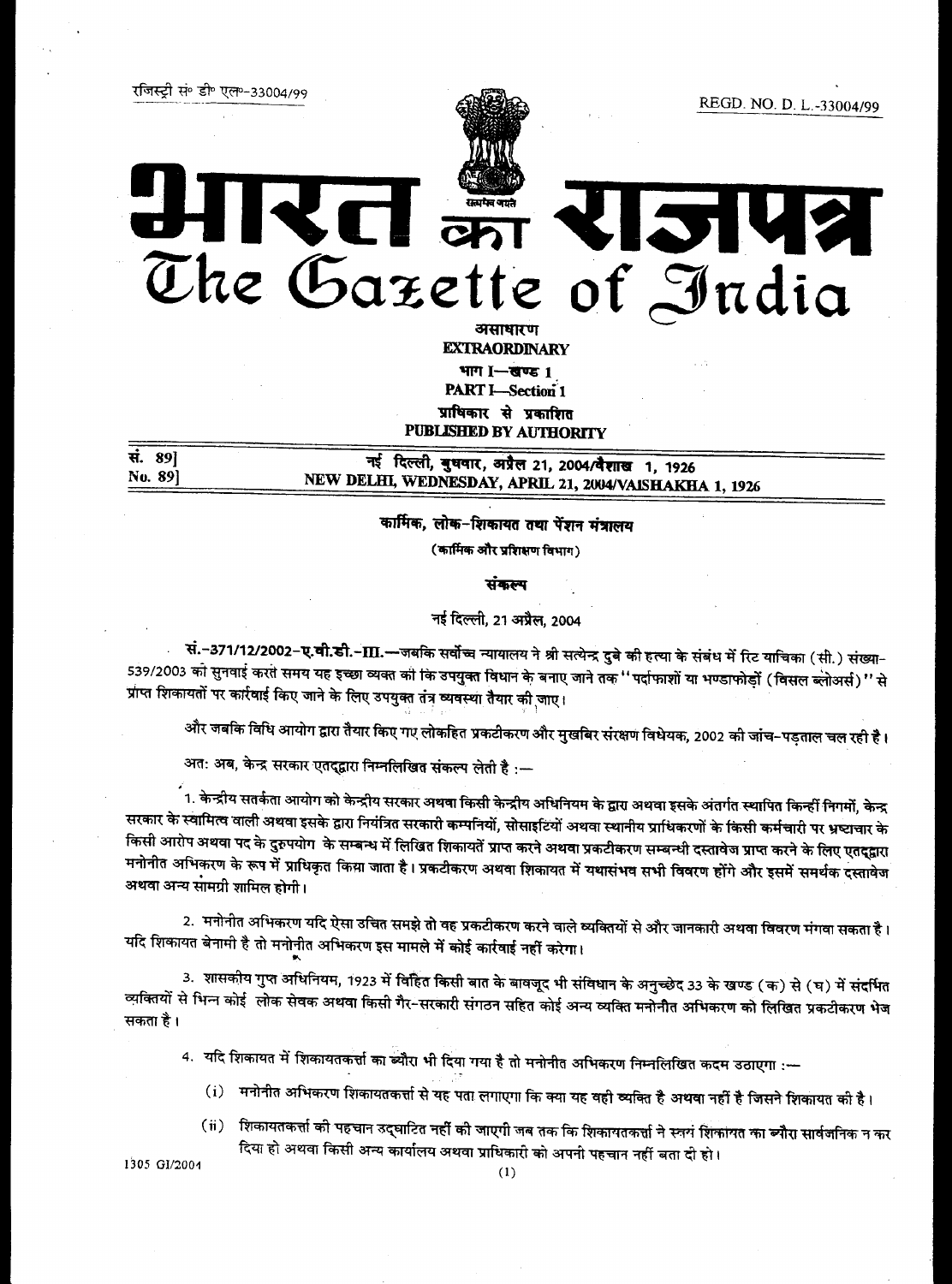रजिस्ट्री सं० डी० एल०-33004/99 REGD. NO. D. L.-33004/99

# भारत का राजपत्र
# The Gazette of India

**असाधारण**
**EXTRAORDINARY**
**भाग I—खण्ड 1**
**PART I—Section 1**
**प्राधिकार से प्रकाशित**
**PUBLISHED BY AUTHORITY**

सं. 89] नई दिल्ली, बुधवार, अप्रैल 21, 2004/वैशाख 1, 1926
No. 89] NEW DELHI, WEDNESDAY, APRIL 21, 2004/VAISHAKHA 1, 1926

## कार्मिक, लोक-शिकायत तथा पेंशन मंत्रालय

(कार्मिक और प्रशिक्षण विभाग)

### संकल्प

नई दिल्ली, 21 अप्रैल, 2004

**सं.-371/12/2002-ए.वी.डी.-III.**—जबकि सर्वोच्च न्यायालय ने श्री सत्येन्द्र दुबे की हत्या के संबंध में रिट याचिका (सी.) संख्या-539/2003 की सुनवाई करते समय यह इच्छा व्यक्त की कि उपयुक्त विधान के बनाए जाने तक "पर्दाफाशों या भण्डाफोड़ों (विसल ब्लोअर्स)" से प्राप्त शिकायतों पर कार्रवाई किए जाने के लिए उपयुक्त तंत्र व्यवस्था तैयार की जाए।

और जबकि विधि आयोग द्वारा तैयार किए गए लोकहित प्रकटीकरण और मुखबिर संरक्षण विधेयक, 2002 की जांच-पड़ताल चल रही है।

अतः अब, केन्द्र सरकार एतद्द्वारा निम्नलिखित संकल्प लेती है :—

1. केन्द्रीय सतर्कता आयोग को केन्द्रीय सरकार अथवा किसी केन्द्रीय अधिनियम के द्वारा अथवा इसके अंतर्गत स्थापित किन्हीं निगमों, केन्द्र सरकार के स्वामित्व वाली अथवा इसके द्वारा नियंत्रित सरकारी कम्पनियों, सोसाइटियों अथवा स्थानीय प्राधिकरणों के किसी कर्मचारी पर भ्रष्टाचार के किसी आरोप अथवा पद के दुरुपयोग के सम्बन्ध में लिखित शिकायतें प्राप्त करने अथवा प्रकटीकरण सम्बन्धी दस्तावेज प्राप्त करने के लिए एतद्द्वारा मनोनीत अभिकरण के रूप में प्राधिकृत किया जाता है। प्रकटीकरण अथवा शिकायत में यथासंभव सभी विवरण होंगे और इसमें समर्थक दस्तावेज अथवा अन्य सामग्री शामिल होगी।

2. मनोनीत अभिकरण यदि ऐसा उचित समझे तो वह प्रकटीकरण करने वाले व्यक्तियों से और जानकारी अथवा विवरण मंगवा सकता है। यदि शिकायत बेनामी है तो मनोनीत अभिकरण इस मामले में कोई कार्रवाई नहीं करेगा।

3. शासकीय गुप्त अधिनियम, 1923 में विहित किसी बात के बावजूद भी संविधान के अनुच्छेद 33 के खण्ड (क) से (घ) में संदर्भित व्यक्तियों से भिन्न कोई लोक सेवक अथवा किसी गैर-सरकारी संगठन सहित कोई अन्य व्यक्ति मनोनीत अभिकरण को लिखित प्रकटीकरण भेज सकता है।

4. यदि शिकायत में शिकायतकर्ता का ब्यौरा भी दिया गया है तो मनोनीत अभिकरण निम्नलिखित कदम उठाएगा :—

(i) मनोनीत अभिकरण शिकायतकर्ता से यह पता लगाएगा कि क्या यह वही व्यक्ति है अथवा नहीं है जिसने शिकायत की है।

(ii) शिकायतकर्ता की पहचान उद्घाटित नहीं की जाएगी जब तक कि शिकायतकर्ता ने स्वयं शिकायत का ब्यौरा सार्वजनिक न कर दिया हो अथवा किसी अन्य कार्यालय अथवा प्राधिकारी को अपनी पहचान नहीं बता दी हो।

1305 GI/2004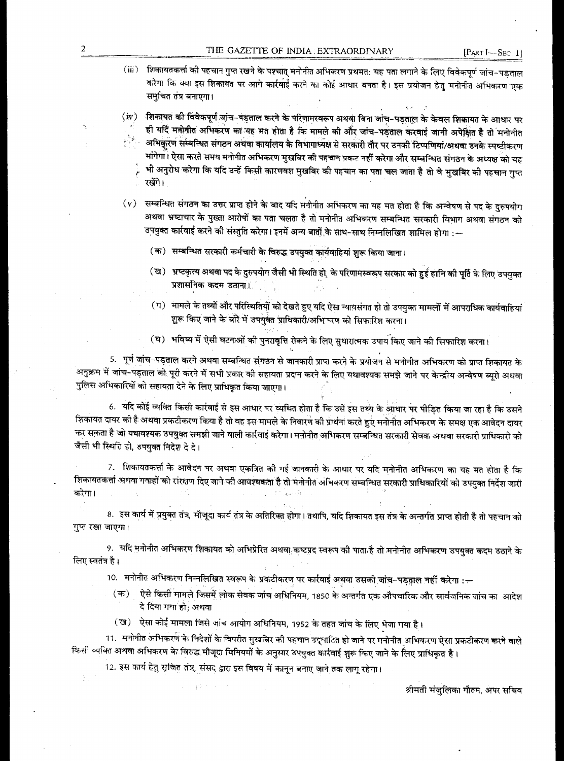(iii) शिकायतकर्त्ता की पहचान गुप्त रखने के पश्चात् मनोनीत अभिकरण प्रथमतः यह पता लगाने के लिए विवेकपूर्ण जांच-पड़ताल करेगा कि क्या इस शिकायत पर आगे कार्रवाई करने का कोई आधार बनता है। इस प्रयोजन हेतु मनोनीत अभिकरण एक समुचित तंत्र बनाएगा।

(iv) शिकायत की विवेकपूर्ण जांच-पड़ताल करने के परिणामस्वरूप अथवा बिना जांच-पड़ताल के केवल शिकायत के आधार पर ही यदि मनोनीत अभिकरण का यह मत होता है कि मामले की और जांच-पड़ताल करवाई जानी अपेक्षित है तो मनोनीत अभिकरण सम्बन्धित संगठन अथवा कार्यालय के विभागाध्यक्ष से सरकारी तौर पर उनकी टिप्पणियां/अथवा उनके स्पष्टीकरण मांगेगा। ऐसा करते समय मनोनीत अभिकरण मुखबिर की पहचान प्रकट नहीं करेगा और सम्बन्धित संगठन के अध्यक्ष को यह भी अनुरोध करेगा कि यदि उन्हें किसी कारणवश मुखबिर की पहचान का पता चल जाता है तो वे मुखबिर की पहचान गुप्त रखेंगे।

(v) सम्बन्धित संगठन का उत्तर प्राप्त होने के बाद यदि मनोनीत अभिकरण का यह मत होता है कि अन्वेषण से पद के दुरुपयोग अथवा भ्रष्टाचार के पुख्ता आरोपों का पता चलता है तो मनोनीत अभिकरण सम्बन्धित सरकारी विभाग अथवा संगठन को उपयुक्त कार्रवाई करने की संस्तुति करेगा। इनमें अन्य बातों के साथ-साथ निम्नलिखित शामिल होगा :—

(क) सम्बन्धित सरकारी कर्मचारी के विरुद्ध उपयुक्त कार्यवाहियां शुरू किया जाना।

(ख) भ्रष्टकृत्य अथवा पद के दुरुपयोग जैसी भी स्थिति हो, के परिणामस्वरूप सरकार को हुई हानि की पूर्ति के लिए उपयुक्त प्रशासनिक कदम उठाना।

(ग) मामले के तथ्यों और परिस्थितियों को देखते हुए यदि ऐसा न्यायसंगत हो तो उपयुक्त मामलों में आपराधिक कार्यवाहियां शुरू किए जाने के बारे में उपयुक्त प्राधिकारी/अभिकरण को सिफारिश करना।

(घ) भविष्य में ऐसी घटनाओं की पुनरावृत्ति रोकने के लिए सुधारात्मक उपाय किए जाने की सिफारिश करना।

5. पूर्ण जांच-पड़ताल करने अथवा सम्बन्धित संगठन से जानकारी प्राप्त करने के प्रयोजन से मनोनीत अभिकरण को प्राप्त शिकायत के अनुक्रम में जांच-पड़ताल को पूरी करने में सभी प्रकार की सहायता प्रदान करने के लिए यथावश्यक समझे जाने पर केन्द्रीय अन्वेषण ब्यूरो अथवा पुलिस अधिकारियों को सहायता देने के लिए प्राधिकृत किया जाएगा।

6. यदि कोई व्यक्ति किसी कार्रवाई से इस आधार पर व्यथित होता है कि उसे इस तथ्य के आधार पर पीड़ित किया जा रहा है कि उसने शिकायत दायर की है अथवा प्रकटीकरण किया है तो वह इस मामले के निवारण की प्रार्थना करते हुए मनोनीत अभिकरण के समक्ष एक आवेदन दायर कर सकता है जो यथावश्यक उपयुक्त समझी जाने वाली कार्रवाई करेगा। मनोनीत अभिकरण सम्बन्धित सरकारी सेवक अथवा सरकारी प्राधिकारी को जैसी भी स्थिति हो, उपयुक्त निदेश दे दे।

7. शिकायतकर्त्ता के आवेदन पर अथवा एकत्रित की गई जानकारी के आधार पर यदि मनोनीत अभिकरण का यह मत होता है कि शिकायतकर्त्ता अथवा गवाहों को संरक्षण दिए जाने की आवश्यकता है तो मनोनीत अभिकरण सम्बन्धित सरकारी प्राधिकारियों को उपयुक्त निर्देश जारी करेगा।

8. इस कार्य में प्रयुक्त तंत्र, मौजूदा कार्य तंत्र के अतिरिक्त होगा। तथापि, यदि शिकायत इस तंत्र के अन्तर्गत प्राप्त होती है तो पहचान को गुप्त रखा जाएगा।

9. यदि मनोनीत अभिकरण शिकायत को अभिप्रेरित अथवा कष्टप्रद स्वरूप की पाता है तो मनोनीत अभिकरण उपयुक्त कदम उठाने के लिए स्वतंत्र है।

10. मनोनीत अभिकरण निम्नलिखित स्वरूप के प्रकटीकरण पर कार्रवाई अथवा उसकी जांच-पड़ताल नहीं करेगा :—

(क) ऐसे किसी मामले जिसमें लोक सेवक जांच अधिनियम, 1850 के अन्तर्गत एक औपचारिक और सार्वजनिक जांच का आदेश दे दिया गया हो; अथवा

(ख) ऐसा कोई मामला जिसे जांच आयोग अधिनियम, 1952 के तहत जांच के लिए भेजा गया है।

11. मनोनीत अभिकरण के निदेशों के विपरीत मुखबिर की पहचान उद्घाटित हो जाने पर मनोनीत अभिकरण ऐसा प्रकटीकरण करने वाले किसी व्यक्ति अथवा अभिकरण के विरुद्ध मौजूदा विनियमों के अनुसार उपयुक्त कार्रवाई शुरू किए जाने के लिए प्राधिकृत है।

12. इस कार्य हेतु सृजित तंत्र, संसद द्वारा इस विषय में कानून बनाए जाने तक लागू रहेगा।

श्रीमती मंजुलिका गौतम, अपर सचिव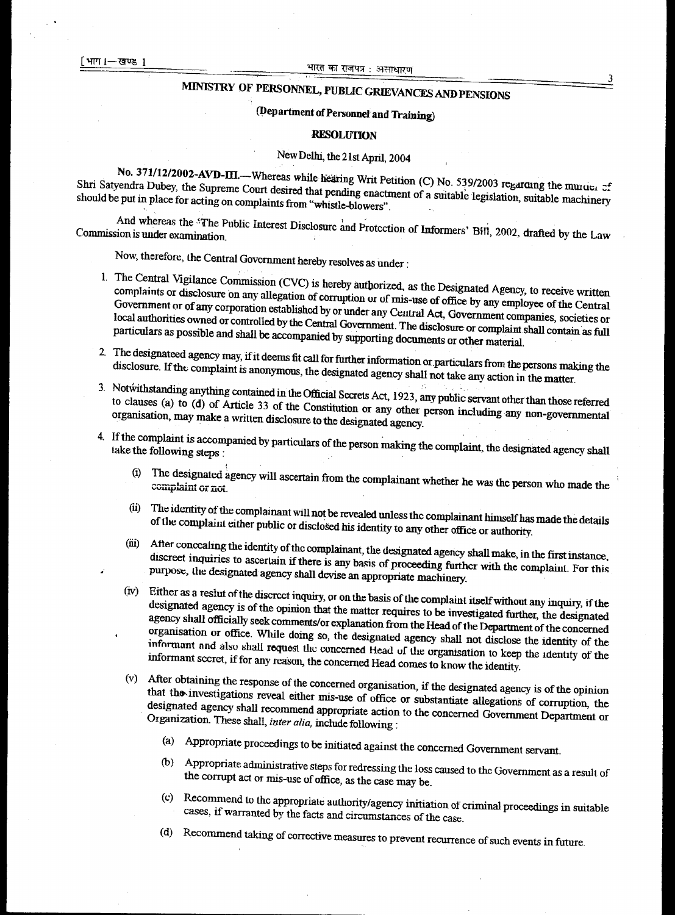# MINISTRY OF PERSONNEL, PUBLIC GRIEVANCES AND PENSIONS

## (Department of Personnel and Training)

### RESOLUTION

New Delhi, the 21st April, 2004

**No. 371/12/2002-AVD-III.**—Whereas while hearing Writ Petition (C) No. 539/2003 regarding the murder of Shri Satyendra Dubey, the Supreme Court desired that pending enactment of a suitable legislation, suitable machinery should be put in place for acting on complaints from "whistle-blowers".

And whereas the 'The Public Interest Disclosure and Protection of Informers' Bill, 2002, drafted by the Law Commission is under examination.

Now, therefore, the Central Government hereby resolves as under :

1. The Central Vigilance Commission (CVC) is hereby authorized, as the Designated Agency, to receive written complaints or disclosure on any allegation of corruption or of mis-use of office by any employee of the Central Government or of any corporation established by or under any Central Act, Government companies, societies or local authorities owned or controlled by the Central Government. The disclosure or complaint shall contain as full particulars as possible and shall be accompanied by supporting documents or other material.
2. The designateed agency may, if it deems fit call for further information or particulars from the persons making the disclosure. If the complaint is anonymous, the designated agency shall not take any action in the matter.
3. Notwithstanding anything contained in the Official Secrets Act, 1923, any public servant other than those referred to clauses (a) to (d) of Article 33 of the Constitution or any other person including any non-governmental organisation, may make a written disclosure to the designated agency.
4. If the complaint is accompanied by particulars of the person making the complaint, the designated agency shall take the following steps :
   - (i) The designated agency will ascertain from the complainant whether he was the person who made the complaint or not.
   - (ii) The identity of the complainant will not be revealed unless the complainant himself has made the details of the complaint either public or disclosed his identity to any other office or authority.
   - (iii) After concealing the identity of the complainant, the designated agency shall make, in the first instance, discreet inquiries to ascertain if there is any basis of proceeding further with the complaint. For this purpose, the designated agency shall devise an appropriate machinery.
   - (iv) Either as a reslut of the discreet inquiry, or on the basis of the complaint itself without any inquiry, if the designated agency is of the opinion that the matter requires to be investigated further, the designated agency shall officially seek comments/or explanation from the Head of the Department of the concerned organisation or office. While doing so, the designated agency shall not disclose the identity of the informant and also shall request the concerned Head of the organisation to keep the identity of the informant secret, if for any reason, the concerned Head comes to know the identity.
   - (v) After obtaining the response of the concerned organisation, if the designated agency is of the opinion that the investigations reveal either mis-use of office or substantiate allegations of corruption, the designated agency shall recommend appropriate action to the concerned Government Department or Organization. These shall, *inter alia*, include following :
     - (a) Appropriate proceedings to be initiated against the concerned Government servant.
     - (b) Appropriate administrative steps for redressing the loss caused to the Government as a result of the corrupt act or mis-use of office, as the case may be.
     - (c) Recommend to the appropriate authority/agency initiation of criminal proceedings in suitable cases, if warranted by the facts and circumstances of the case.
     - (d) Recommend taking of corrective measures to prevent recurrence of such events in future.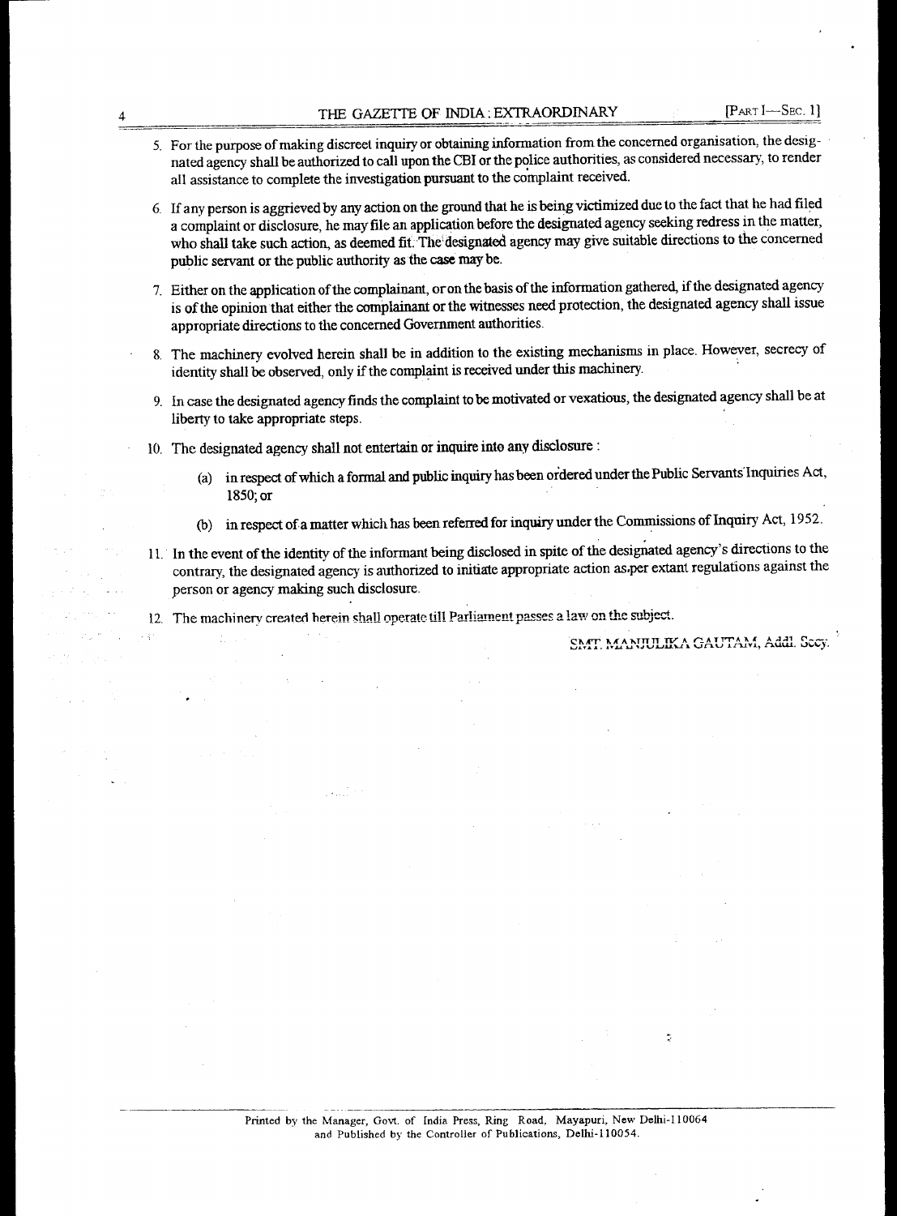5. For the purpose of making discreet inquiry or obtaining information from the concerned organisation, the designated agency shall be authorized to call upon the CBI or the police authorities, as considered necessary, to render all assistance to complete the investigation pursuant to the complaint received.

6. If any person is aggrieved by any action on the ground that he is being victimized due to the fact that he had filed a complaint or disclosure, he may file an application before the designated agency seeking redress in the matter, who shall take such action, as deemed fit. The designated agency may give suitable directions to the concerned public servant or the public authority as the case may be.

7. Either on the application of the complainant, or on the basis of the information gathered, if the designated agency is of the opinion that either the complainant or the witnesses need protection, the designated agency shall issue appropriate directions to the concerned Government authorities.

8. The machinery evolved herein shall be in addition to the existing mechanisms in place. However, secrecy of identity shall be observed, only if the complaint is received under this machinery.

9. In case the designated agency finds the complaint to be motivated or vexatious, the designated agency shall be at liberty to take appropriate steps.

10. The designated agency shall not entertain or inquire into any disclosure :

    (a) in respect of which a formal and public inquiry has been ordered under the Public Servants Inquiries Act, 1850; or

    (b) in respect of a matter which has been referred for inquiry under the Commissions of Inquiry Act, 1952.

11. In the event of the identity of the informant being disclosed in spite of the designated agency's directions to the contrary, the designated agency is authorized to initiate appropriate action as per extant regulations against the person or agency making such disclosure.

12. The machinery created herein shall operate till Parliament passes a law on the subject.

SMT. MANJULIKA GAUTAM, Addl. Secy.

Printed by the Manager, Govt. of India Press, Ring Road, Mayapuri, New Delhi-110064 and Published by the Controller of Publications, Delhi-110054.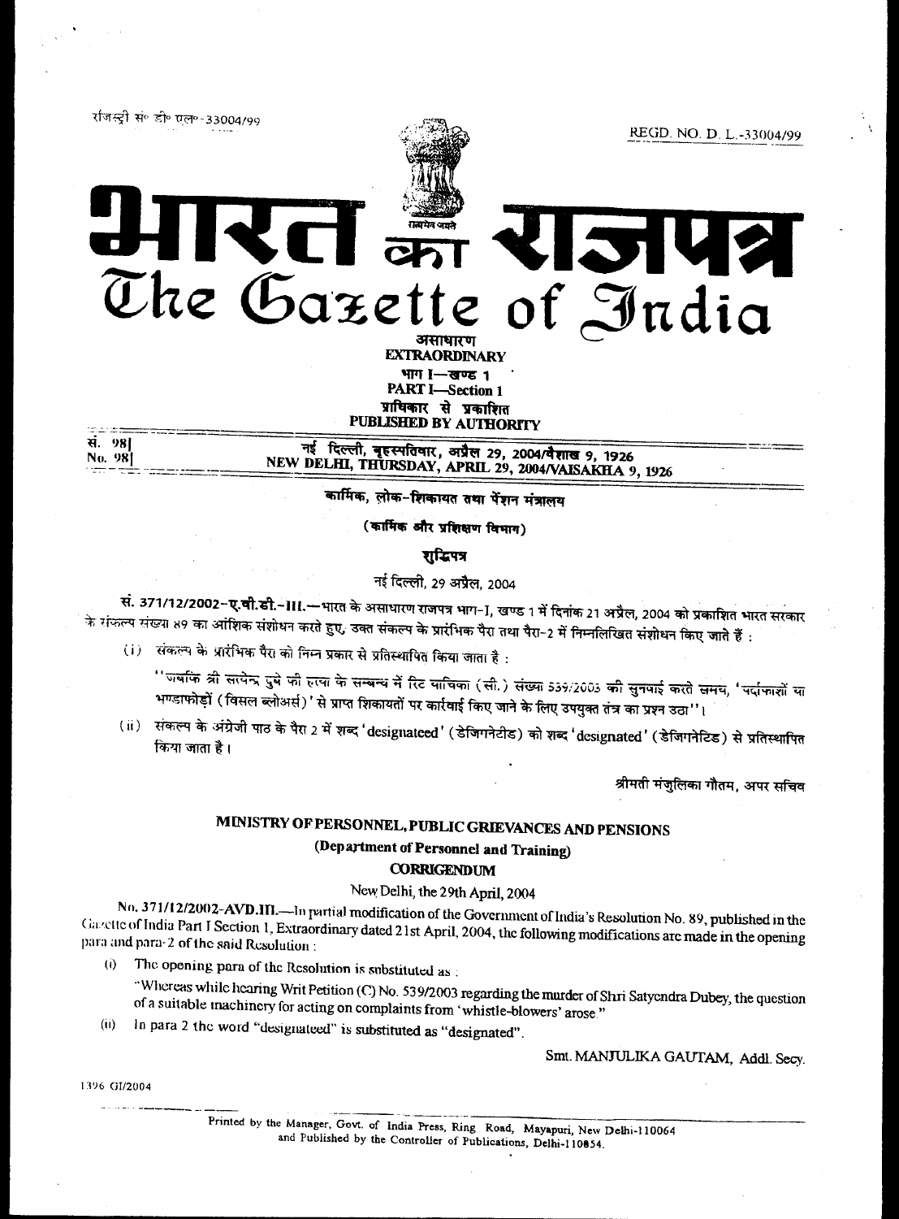रजिस्ट्री सं० डी० एल०-33004/99

REGD. NO. D. L.-33004/99

# भारत का राजपत्र
# The Gazette of India

**असाधारण**
**EXTRAORDINARY**

**भाग I—खण्ड 1**
**PART I—Section 1**

**प्राधिकार से प्रकाशित**
**PUBLISHED BY AUTHORITY**

सं. 98] नई दिल्ली, बृहस्पतिवार, अप्रैल 29, 2004/वैशाख 9, 1926
No. 98] NEW DELHI, THURSDAY, APRIL 29, 2004/VAISAKHA 9, 1926

## कार्मिक, लोक-शिकायत तथा पेंशन मंत्रालय

### (कार्मिक और प्रशिक्षण विभाग)

### शुद्धिपत्र

नई दिल्ली, 29 अप्रैल, 2004

**सं. 371/12/2002-ए.वी.डी.-III.**—भारत के असाधारण राजपत्र भाग-I, खण्ड 1 में दिनांक 21 अप्रैल, 2004 को प्रकाशित भारत सरकार के संकल्प संख्या 89 का आंशिक संशोधन करते हुए, उक्त संकल्प के प्रारंभिक पैरा तथा पैरा-2 में निम्नलिखित संशोधन किए जाते हैं :

(i) संकल्प के प्रारंभिक पैरा को निम्न प्रकार से प्रतिस्थापित किया जाता है :

"जबकि श्री सत्येन्द्र दुबे की हत्या के सम्बन्ध में रिट याचिका (सी.) संख्या 539/2003 की सुनवाई करते समय, 'पर्दाफाशों या भण्डाफोड़ों (विसल ब्लोअर्स)' से प्राप्त शिकायतों पर कार्रवाई किए जाने के लिए उपयुक्त तंत्र का प्रश्न उठा"।

(ii) संकल्प के अंग्रेजी पाठ के पैरा 2 में शब्द 'designateed' (डेजिगनेटीड) को शब्द 'designated' (डेजिगनेटिड) से प्रतिस्थापित किया जाता है।

श्रीमती मंजुलिका गौतम, अपर सचिव

## MINISTRY OF PERSONNEL, PUBLIC GRIEVANCES AND PENSIONS

### (Department of Personnel and Training)

### CORRIGENDUM

New Delhi, the 29th April, 2004

**No. 371/12/2002-AVD.III.**—In partial modification of the Government of India's Resolution No. 89, published in the Gazette of India Part I Section 1, Extraordinary dated 21st April, 2004, the following modifications are made in the opening para and para-2 of the said Resolution :

(i) The opening para of the Resolution is substituted as :

"Whereas while hearing Writ Petition (C) No. 539/2003 regarding the murder of Shri Satyendra Dubey, the question of a suitable machinery for acting on complaints from 'whistle-blowers' arose."

(ii) In para 2 the word "designateed" is substituted as "designated".

Smt. MANJULIKA GAUTAM, Addl. Secy.

1396 GI/2004

Printed by the Manager, Govt. of India Press, Ring Road, Mayapuri, New Delhi-110064 and Published by the Controller of Publications, Delhi-110054.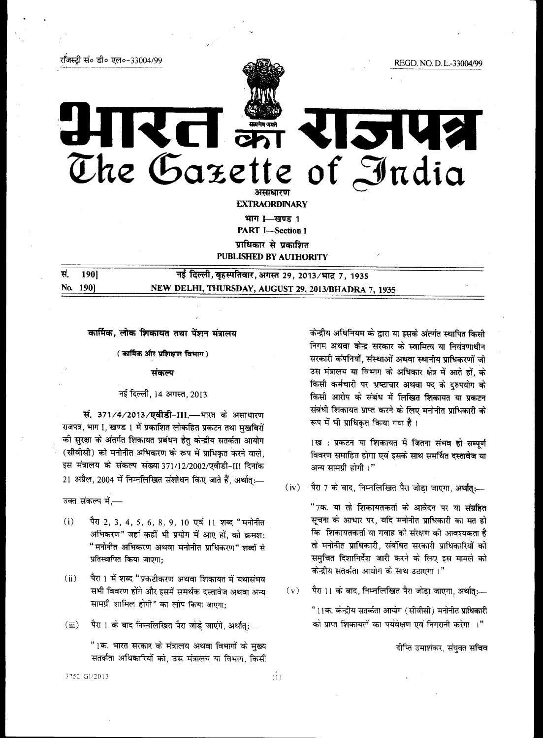रजिस्ट्री सं० डी० एल०-33004/99 REGD. NO. D. L.-33004/99

# भारत का राजपत्र
# The Gazette of India

**असाधारण**
**EXTRAORDINARY**

**भाग I—खण्ड 1**
**PART I—Section 1**

**प्राधिकार से प्रकाशित**
**PUBLISHED BY AUTHORITY**

सं. 190] नई दिल्ली, बृहस्पतिवार, अगस्त 29, 2013/भाद्र 7, 1935
No. 190] NEW DELHI, THURSDAY, AUGUST 29, 2013/BHADRA 7, 1935

## कार्मिक, लोक शिकायत तथा पेंशन मंत्रालय

**( कार्मिक और प्रशिक्षण विभाग )**

**संकल्प**

नई दिल्ली, 14 अगस्त, 2013

**सं. 371/4/2013/एवीडी-III.**—भारत के असाधारण राजपत्र, भाग I, खण्ड 1 में प्रकाशित लोकहित प्रकटन तथा मुखबिरों की सुरक्षा के अंतर्गत शिकायत प्रबंधन हेतु केन्द्रीय सतर्कता आयोग (सीवीसी) को मनोनीत अभिकरण के रूप में प्राधिकृत करने वाले, इस मंत्रालय के संकल्प संख्या 371/12/2002/एवीडी-III दिनांक 21 अप्रैल, 2004 में निम्नलिखित संशोधन किए जाते हैं, अर्थात्:—

उक्त संकल्प में,—

(i) पैरा 2, 3, 4, 5, 6, 8, 9, 10 एवं 11 शब्द "मनोनीत अभिकरण" जहां कहीं भी प्रयोग में आए हों, को क्रमश: "मनोनीत अभिकरण अथवा मनोनीत प्राधिकरण" शब्दों से प्रतिस्थापित किया जाएगा;

(ii) पैरा 1 में शब्द "प्रकटीकरण अथवा शिकायत में यथासंभव सभी विवरण होंगे और इसमें समर्थक दस्तावेज अथवा अन्य सामग्री शामिल होगी" का लोप किया जाएगा;

(iii) पैरा 1 के बाद निम्नलिखित पैरा जोड़े जाएंगे, अर्थात्:—

"1क. भारत सरकार के मंत्रालय अथवा विभागों के मुख्य सतर्कता अधिकारियों को, उस मंत्रालय या विभाग, किसी केन्द्रीय अधिनियम के द्वारा या इसके अंतर्गत स्थापित किसी निगम अथवा केन्द्र सरकार के स्वामित्व या नियंत्रणाधीन सरकारी कंपनियों, संस्थाओं अथवा स्थानीय प्राधिकरणों जो उस मंत्रालय या विभाग के अधिकार क्षेत्र में आते हों, के किसी कर्मचारी पर भ्रष्टाचार अथवा पद के दुरुपयोग के किसी आरोप के संबंध में लिखित शिकायत या प्रकटन संबंधी शिकायत प्राप्त करने के लिए मनोनीत प्राधिकारी के रूप में भी प्राधिकृत किया गया है ।

1ख : प्रकटन या शिकायत में जितना संभव हो सम्पूर्ण विवरण समाहित होगा एवं इसके साथ समर्थित दस्तावेज या अन्य सामग्री होगी ।"

(iv) पैरा 7 के बाद, निम्नलिखित पैरा जोड़ा जाएगा, अर्थात्:—

"7क. या तो शिकायतकर्ता के आवेदन पर या संग्रहित सूचना के आधार पर, यदि मनोनीत प्राधिकारी का मत हो कि शिकायतकर्ता या गवाह को संरक्षण की आवश्यकता है तो मनोनीत प्राधिकारी, संबंधित सरकारी प्राधिकारियों को समुचित दिशानिर्देश जारी करने के लिए इस मामले को केन्द्रीय सतर्कता आयोग के साथ उठाएगा ।"

(v) पैरा 11 के बाद, निम्नलिखित पैरा जोड़ा जाएगा, अर्थात्:—

"11क. केन्द्रीय सतर्कता आयोग (सीवीसी) मनोनीत प्राधिकारी को प्राप्त शिकायतों का पर्यवेक्षण एवं निगरानी करेगा ।"

दीप्ति उमाशंकर, संयुक्त सचिव

3752 GI/2013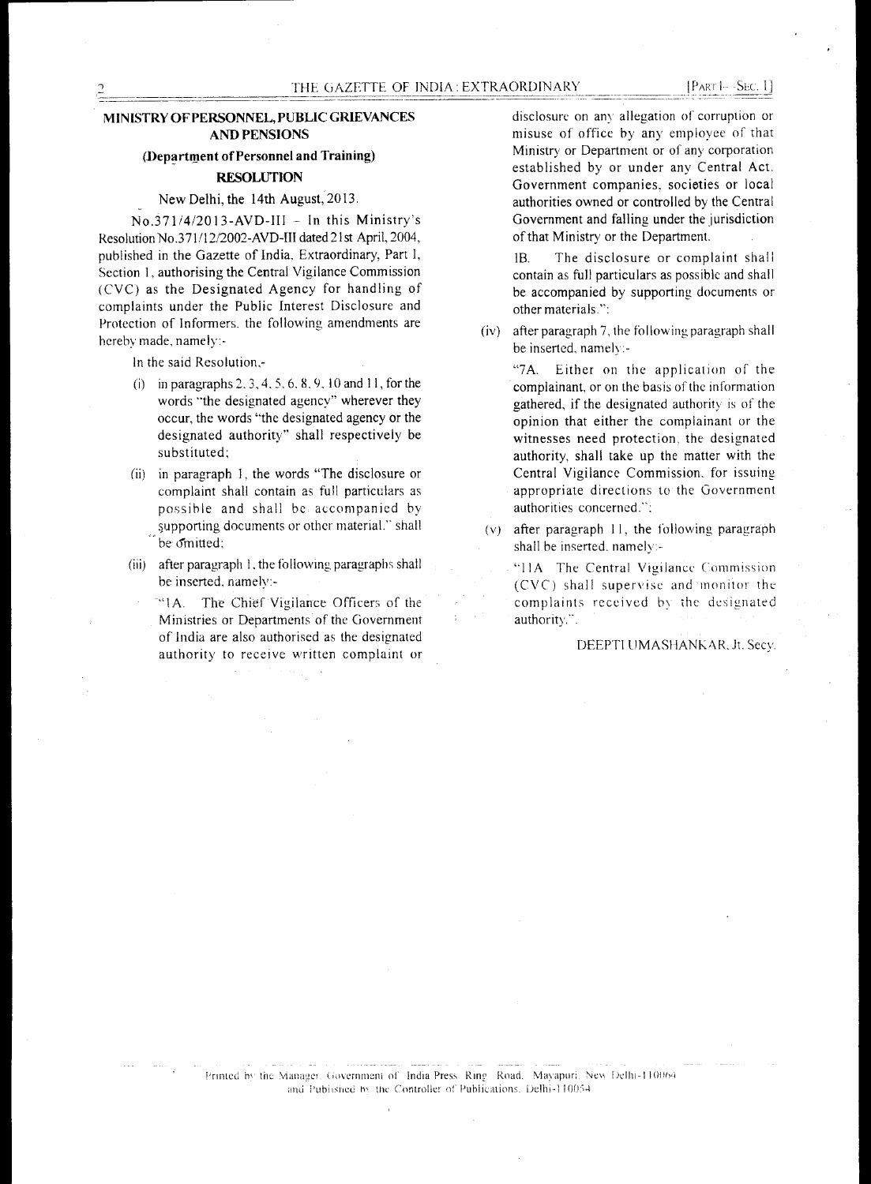## MINISTRY OF PERSONNEL, PUBLIC GRIEVANCES AND PENSIONS

### (Department of Personnel and Training)

### RESOLUTION

New Delhi, the 14th August, 2013.

No.371/4/2013-AVD-III – In this Ministry's Resolution No.371/12/2002-AVD-III dated 21st April, 2004, published in the Gazette of India, Extraordinary, Part I, Section 1, authorising the Central Vigilance Commission (CVC) as the Designated Agency for handling of complaints under the Public Interest Disclosure and Protection of Informers, the following amendments are hereby made, namely:-

In the said Resolution,-

(i) in paragraphs 2, 3, 4, 5, 6, 8, 9, 10 and 11, for the words "the designated agency" wherever they occur, the words "the designated agency or the designated authority" shall respectively be substituted;

(ii) in paragraph 1, the words "The disclosure or complaint shall contain as full particulars as possible and shall be accompanied by supporting documents or other material." shall be omitted;

(iii) after paragraph 1, the following paragraphs shall be inserted, namely:-

"1A. The Chief Vigilance Officers of the Ministries or Departments of the Government of India are also authorised as the designated authority to receive written complaint or disclosure on any allegation of corruption or misuse of office by any employee of that Ministry or Department or of any corporation established by or under any Central Act, Government companies, societies or local authorities owned or controlled by the Central Government and falling under the jurisdiction of that Ministry or the Department.

1B. The disclosure or complaint shall contain as full particulars as possible and shall be accompanied by supporting documents or other materials.";

(iv) after paragraph 7, the following paragraph shall be inserted, namely:-

"7A. Either on the application of the complainant, or on the basis of the information gathered, if the designated authority is of the opinion that either the complainant or the witnesses need protection, the designated authority, shall take up the matter with the Central Vigilance Commission, for issuing appropriate directions to the Government authorities concerned.";

(v) after paragraph 11, the following paragraph shall be inserted, namely:-

"11A The Central Vigilance Commission (CVC) shall supervise and monitor the complaints received by the designated authority.".

DEEPTI UMASHANKAR, Jt. Secy.

Printed by the Manager, Government of India Press, Ring Road, Mayapuri, New Delhi-110064 and Published by the Controller of Publications, Delhi-110054